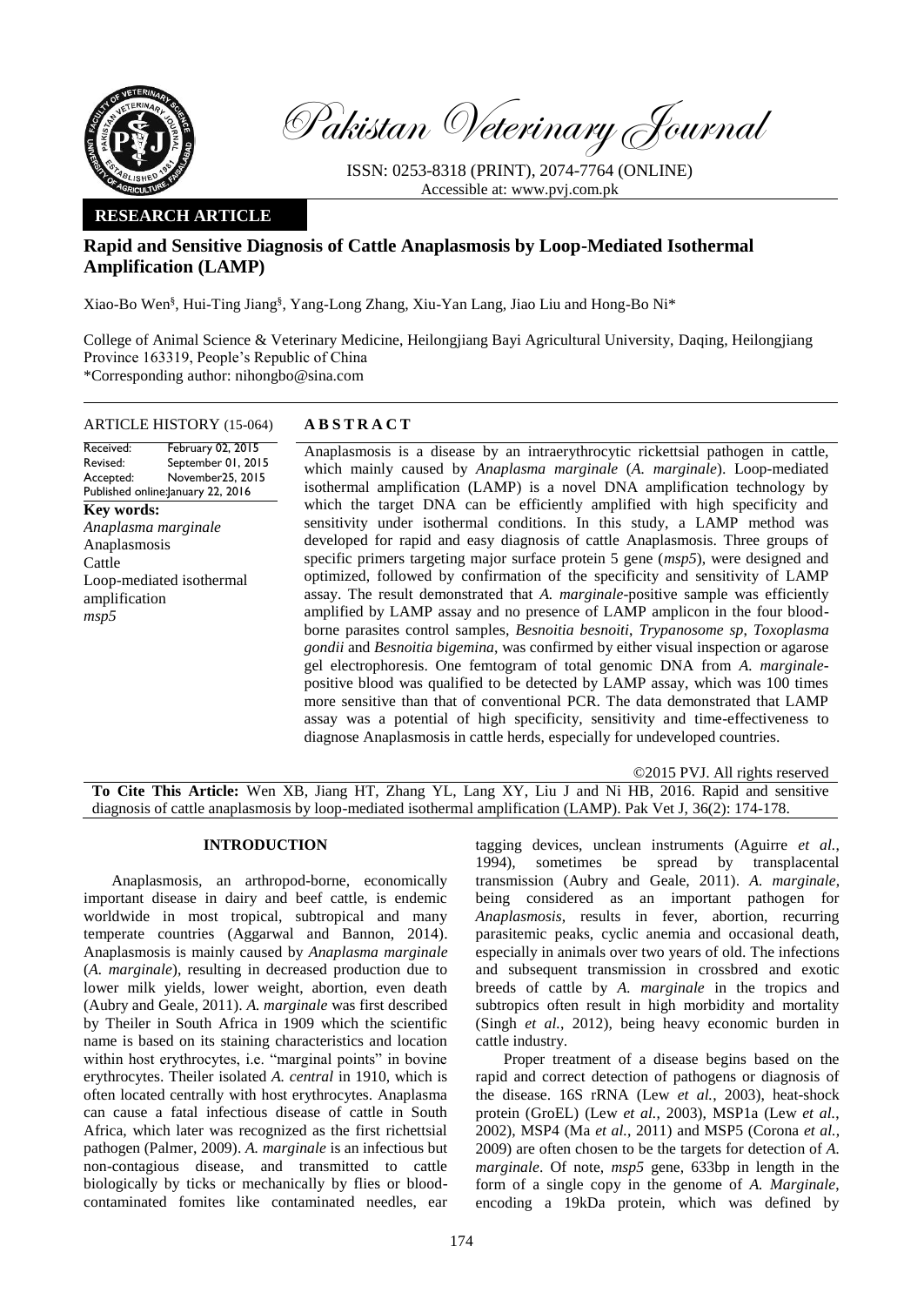Pakistan Veterinary Journal

ISSN: 0253-8318 (PRINT), 2074-7764 (ONLINE)
Accessible at: www.pvj.com.pk

**RESEARCH ARTICLE**

# Rapid and Sensitive Diagnosis of Cattle Anaplasmosis by Loop-Mediated Isothermal Amplification (LAMP)

Xiao-Bo Wen[§], Hui-Ting Jiang[§], Yang-Long Zhang, Xiu-Yan Lang, Jiao Liu and Hong-Bo Ni*

College of Animal Science & Veterinary Medicine, Heilongjiang Bayi Agricultural University, Daqing, Heilongjiang Province 163319, People's Republic of China
*Corresponding author: nihongbo@sina.com

**ARTICLE HISTORY** (15-064)

Received: February 02, 2015
Revised: September 01, 2015
Accepted: November25, 2015
Published online:January 22, 2016

**Key words:**
*Anaplasma marginale*
Anaplasmosis
Cattle
Loop-mediated isothermal amplification
*msp5*

**ABSTRACT**

Anaplasmosis is a disease by an intraerythrocytic rickettsial pathogen in cattle, which mainly caused by *Anaplasma marginale* (*A. marginale*). Loop-mediated isothermal amplification (LAMP) is a novel DNA amplification technology by which the target DNA can be efficiently amplified with high specificity and sensitivity under isothermal conditions. In this study, a LAMP method was developed for rapid and easy diagnosis of cattle Anaplasmosis. Three groups of specific primers targeting major surface protein 5 gene (*msp5*), were designed and optimized, followed by confirmation of the specificity and sensitivity of LAMP assay. The result demonstrated that *A. marginale*-positive sample was efficiently amplified by LAMP assay and no presence of LAMP amplicon in the four blood-borne parasites control samples, *Besnoitia besnoiti*, *Trypanosome sp*, *Toxoplasma gondii* and *Besnoitia bigemina*, was confirmed by either visual inspection or agarose gel electrophoresis. One femtogram of total genomic DNA from *A. marginale*-positive blood was qualified to be detected by LAMP assay, which was 100 times more sensitive than that of conventional PCR. The data demonstrated that LAMP assay was a potential of high specificity, sensitivity and time-effectiveness to diagnose Anaplasmosis in cattle herds, especially for undeveloped countries.

©2015 PVJ. All rights reserved

**To Cite This Article:** Wen XB, Jiang HT, Zhang YL, Lang XY, Liu J and Ni HB, 2016. Rapid and sensitive diagnosis of cattle anaplasmosis by loop-mediated isothermal amplification (LAMP). Pak Vet J, 36(2): 174-178.

## INTRODUCTION

Anaplasmosis, an arthropod-borne, economically important disease in dairy and beef cattle, is endemic worldwide in most tropical, subtropical and many temperate countries (Aggarwal and Bannon, 2014). Anaplasmosis is mainly caused by *Anaplasma marginale* (*A. marginale*), resulting in decreased production due to lower milk yields, lower weight, abortion, even death (Aubry and Geale, 2011). *A. marginale* was first described by Theiler in South Africa in 1909 which the scientific name is based on its staining characteristics and location within host erythrocytes, i.e. "marginal points" in bovine erythrocytes. Theiler isolated *A. central* in 1910, which is often located centrally with host erythrocytes. Anaplasma can cause a fatal infectious disease of cattle in South Africa, which later was recognized as the first richettsial pathogen (Palmer, 2009). *A. marginale* is an infectious but non-contagious disease, and transmitted to cattle biologically by ticks or mechanically by flies or blood-contaminated fomites like contaminated needles, ear tagging devices, unclean instruments (Aguirre *et al.*, 1994), sometimes be spread by transplacental transmission (Aubry and Geale, 2011). *A. marginale*, being considered as an important pathogen for *Anaplasmosis*, results in fever, abortion, recurring parasitemic peaks, cyclic anemia and occasional death, especially in animals over two years of old. The infections and subsequent transmission in crossbred and exotic breeds of cattle by *A. marginale* in the tropics and subtropics often result in high morbidity and mortality (Singh *et al.*, 2012), being heavy economic burden in cattle industry.

Proper treatment of a disease begins based on the rapid and correct detection of pathogens or diagnosis of the disease. 16S rRNA (Lew *et al.*, 2003), heat-shock protein (GroEL) (Lew *et al.*, 2003), MSP1a (Lew *et al.*, 2002), MSP4 (Ma *et al.*, 2011) and MSP5 (Corona *et al.*, 2009) are often chosen to be the targets for detection of *A. marginale*. Of note, *msp5* gene, 633bp in length in the form of a single copy in the genome of *A. Marginale*, encoding a 19kDa protein, which was defined by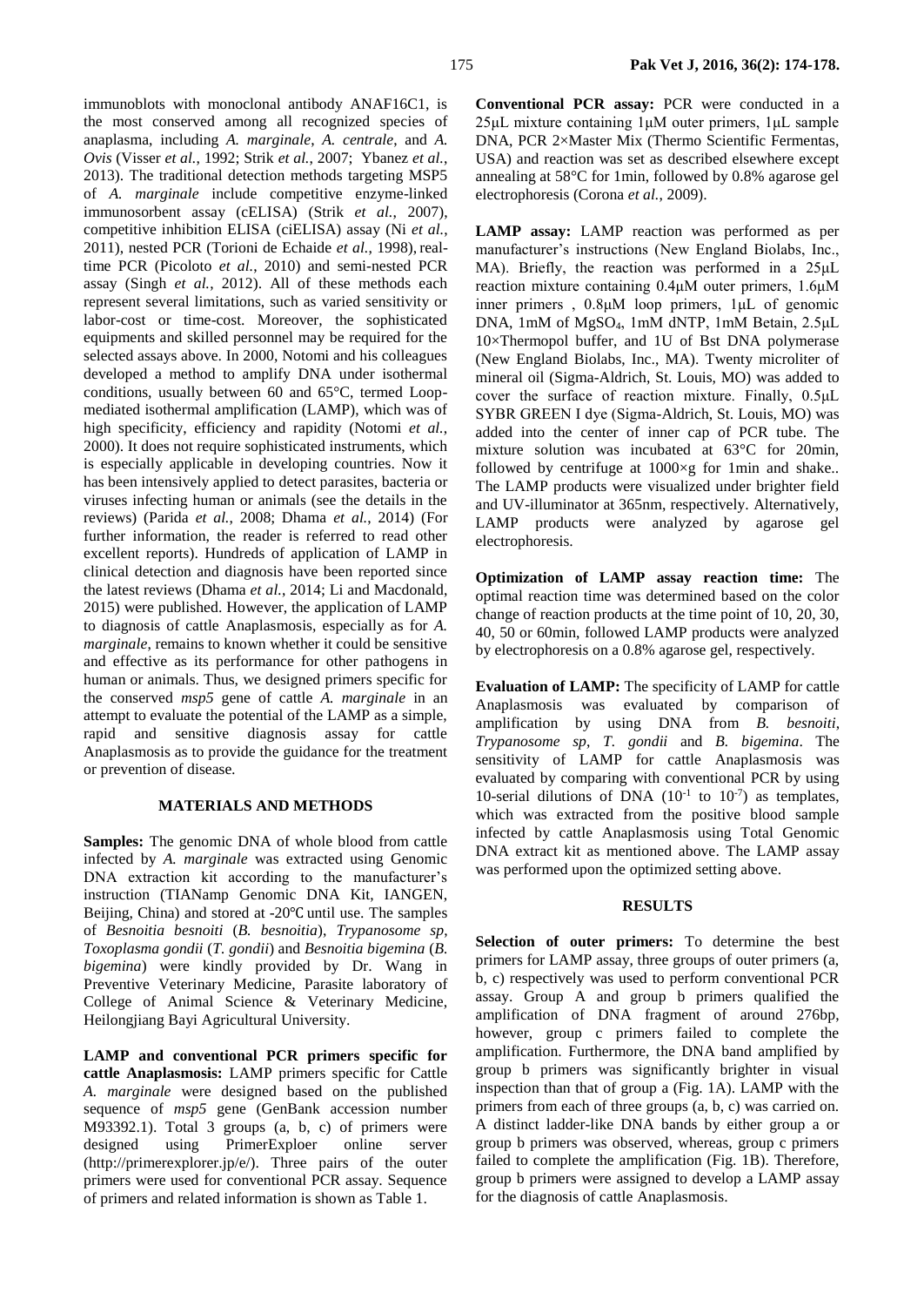immunoblots with monoclonal antibody ANAF16C1, is the most conserved among all recognized species of anaplasma, including *A. marginale*, *A. centrale*, and *A. Ovis* (Visser *et al.*, 1992; Strik *et al.*, 2007; Ybanez *et al.*, 2013). The traditional detection methods targeting MSP5 of *A. marginale* include competitive enzyme-linked immunosorbent assay (cELISA) (Strik *et al.*, 2007), competitive inhibition ELISA (ciELISA) assay (Ni *et al.*, 2011), nested PCR (Torioni de Echaide *et al.*, 1998), real-time PCR (Picoloto *et al.*, 2010) and semi-nested PCR assay (Singh *et al.*, 2012). All of these methods each represent several limitations, such as varied sensitivity or labor-cost or time-cost. Moreover, the sophisticated equipments and skilled personnel may be required for the selected assays above. In 2000, Notomi and his colleagues developed a method to amplify DNA under isothermal conditions, usually between 60 and 65°C, termed Loop-mediated isothermal amplification (LAMP), which was of high specificity, efficiency and rapidity (Notomi *et al.*, 2000). It does not require sophisticated instruments, which is especially applicable in developing countries. Now it has been intensively applied to detect parasites, bacteria or viruses infecting human or animals (see the details in the reviews) (Parida *et al.*, 2008; Dhama *et al.*, 2014) (For further information, the reader is referred to read other excellent reports). Hundreds of application of LAMP in clinical detection and diagnosis have been reported since the latest reviews (Dhama *et al.*, 2014; Li and Macdonald, 2015) were published. However, the application of LAMP to diagnosis of cattle Anaplasmosis, especially as for *A. marginale*, remains to known whether it could be sensitive and effective as its performance for other pathogens in human or animals. Thus, we designed primers specific for the conserved *msp5* gene of cattle *A. marginale* in an attempt to evaluate the potential of the LAMP as a simple, rapid and sensitive diagnosis assay for cattle Anaplasmosis as to provide the guidance for the treatment or prevention of disease.

## MATERIALS AND METHODS

**Samples:** The genomic DNA of whole blood from cattle infected by *A. marginale* was extracted using Genomic DNA extraction kit according to the manufacturer's instruction (TIANamp Genomic DNA Kit, IANGEN, Beijing, China) and stored at -20℃ until use. The samples of *Besnoitia besnoiti* (*B. besnoitia*), *Trypanosome sp*, *Toxoplasma gondii* (*T. gondii*) and *Besnoitia bigemina* (*B. bigemina*) were kindly provided by Dr. Wang in Preventive Veterinary Medicine, Parasite laboratory of College of Animal Science & Veterinary Medicine, Heilongjiang Bayi Agricultural University.

**LAMP and conventional PCR primers specific for cattle Anaplasmosis:** LAMP primers specific for Cattle *A. marginale* were designed based on the published sequence of *msp5* gene (GenBank accession number M93392.1). Total 3 groups (a, b, c) of primers were designed using PrimerExploer online server (http://primerexplorer.jp/e/). Three pairs of the outer primers were used for conventional PCR assay. Sequence of primers and related information is shown as Table 1.

**Conventional PCR assay:** PCR were conducted in a 25μL mixture containing 1μM outer primers, 1μL sample DNA, PCR 2×Master Mix (Thermo Scientific Fermentas, USA) and reaction was set as described elsewhere except annealing at 58°C for 1min, followed by 0.8% agarose gel electrophoresis (Corona *et al.*, 2009).

**LAMP assay:** LAMP reaction was performed as per manufacturer's instructions (New England Biolabs, Inc., MA). Briefly, the reaction was performed in a 25μL reaction mixture containing 0.4μM outer primers, 1.6μM inner primers , 0.8μM loop primers, 1μL of genomic DNA, 1mM of $MgSO_4$, 1mM dNTP, 1mM Betain, 2.5μL 10×Thermopol buffer, and 1U of Bst DNA polymerase (New England Biolabs, Inc., MA). Twenty microliter of mineral oil (Sigma-Aldrich, St. Louis, MO) was added to cover the surface of reaction mixture. Finally, 0.5μL SYBR GREEN I dye (Sigma-Aldrich, St. Louis, MO) was added into the center of inner cap of PCR tube. The mixture solution was incubated at 63°C for 20min, followed by centrifuge at 1000×g for 1min and shake.. The LAMP products were visualized under brighter field and UV-illuminator at 365nm, respectively. Alternatively, LAMP products were analyzed by agarose gel electrophoresis.

**Optimization of LAMP assay reaction time:** The optimal reaction time was determined based on the color change of reaction products at the time point of 10, 20, 30, 40, 50 or 60min, followed LAMP products were analyzed by electrophoresis on a 0.8% agarose gel, respectively.

**Evaluation of LAMP:** The specificity of LAMP for cattle Anaplasmosis was evaluated by comparison of amplification by using DNA from *B. besnoiti*, *Trypanosome sp*, *T. gondii* and *B. bigemina*. The sensitivity of LAMP for cattle Anaplasmosis was evaluated by comparing with conventional PCR by using 10-serial dilutions of DNA ($10^{-1}$ to $10^{-7}$) as templates, which was extracted from the positive blood sample infected by cattle Anaplasmosis using Total Genomic DNA extract kit as mentioned above. The LAMP assay was performed upon the optimized setting above.

## RESULTS

**Selection of outer primers:** To determine the best primers for LAMP assay, three groups of outer primers (a, b, c) respectively was used to perform conventional PCR assay. Group A and group b primers qualified the amplification of DNA fragment of around 276bp, however, group c primers failed to complete the amplification. Furthermore, the DNA band amplified by group b primers was significantly brighter in visual inspection than that of group a (Fig. 1A). LAMP with the primers from each of three groups (a, b, c) was carried on. A distinct ladder-like DNA bands by either group a or group b primers was observed, whereas, group c primers failed to complete the amplification (Fig. 1B). Therefore, group b primers were assigned to develop a LAMP assay for the diagnosis of cattle Anaplasmosis.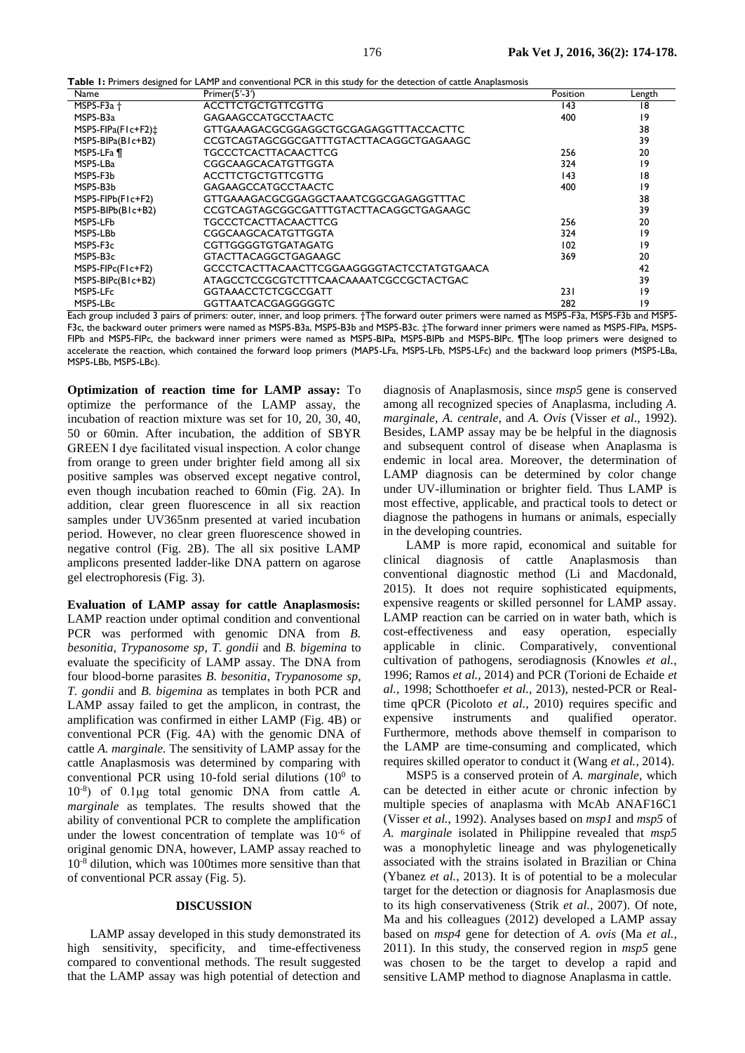**Table 1:** Primers designed for LAMP and conventional PCR in this study for the detection of cattle Anaplasmosis

| Name | Primer(5'-3') | Position | Length |
|---|---|---|---|
| MSP5-F3a † | ACCTTCTGCTGTTCGTTG | 143 | 18 |
| MSP5-B3a | GAGAAGCCATGCCTAACTC | 400 | 19 |
| MSP5-FIPa(F1c+F2)‡ | GTTGAAAGACGCGGAGGCTGCGAGAGGTTTACCACTTC | | 38 |
| MSP5-BIPa(B1c+B2) | CCGTCAGTAGCGGCGATTTGTACTTACAGGCTGAGAAGC | | 39 |
| MSP5-LFa ¶ | TGCCCTCACTTACAACTTCG | 256 | 20 |
| MSP5-LBa | CGGCAAGCACATGTTGGTA | 324 | 19 |
| MSP5-F3b | ACCTTCTGCTGTTCGTTG | 143 | 18 |
| MSP5-B3b | GAGAAGCCATGCCTAACTC | 400 | 19 |
| MSP5-FIPb(F1c+F2) | GTTGAAAGACGCGGAGGCTAAATCGGCGAGAGGTTTAC | | 38 |
| MSP5-BIPb(B1c+B2) | CCGTCAGTAGCGGCGATTTGTACTTACAGGCTGAGAAGC | | 39 |
| MSP5-LFb | TGCCCTCACTTACAACTTCG | 256 | 20 |
| MSP5-LBb | CGGCAAGCACATGTTGGTA | 324 | 19 |
| MSP5-F3c | CGTTGGGGTGTGATAGATG | 102 | 19 |
| MSP5-B3c | GTACTTACAGGCTGAGAAGC | 369 | 20 |
| MSP5-FIPc(F1c+F2) | GCCCTCACTTACAACTTCGGAAGGGGTACTCCTATGTGAACA | | 42 |
| MSP5-BIPc(B1c+B2) | ATAGCCTCCGCGTCTTTCAACAAAATCGCCGCTACTGAC | | 39 |
| MSP5-LFc | GGTAAACCTCTCGCCGATT | 231 | 19 |
| MSP5-LBc | GGTTAATCACGAGGGGGTC | 282 | 19 |

Each group included 3 pairs of primers: outer, inner, and loop primers. †The forward outer primers were named as MSP5-F3a, MSP5-F3b and MSP5-F3c, the backward outer primers were named as MSP5-B3a, MSP5-B3b and MSP5-B3c. ‡The forward inner primers were named as MSP5-FIPa, MSP5-FIPb and MSP5-FIPc, the backward inner primers were named as MSP5-BIPa, MSP5-BIPb and MSP5-BIPc. ¶The loop primers were designed to accelerate the reaction, which contained the forward loop primers (MAP5-LFa, MSP5-LFb, MSP5-LFc) and the backward loop primers (MSP5-LBa, MSP5-LBb, MSP5-LBc).

**Optimization of reaction time for LAMP assay:** To optimize the performance of the LAMP assay, the incubation of reaction mixture was set for 10, 20, 30, 40, 50 or 60min. After incubation, the addition of SBYR GREEN I dye facilitated visual inspection. A color change from orange to green under brighter field among all six positive samples was observed except negative control, even though incubation reached to 60min (Fig. 2A). In addition, clear green fluorescence in all six reaction samples under UV365nm presented at varied incubation period. However, no clear green fluorescence showed in negative control (Fig. 2B). The all six positive LAMP amplicons presented ladder-like DNA pattern on agarose gel electrophoresis (Fig. 3).

**Evaluation of LAMP assay for cattle Anaplasmosis:** LAMP reaction under optimal condition and conventional PCR was performed with genomic DNA from *B. besonitia*, *Trypanosome sp*, *T. gondii* and *B. bigemina* to evaluate the specificity of LAMP assay. The DNA from four blood-borne parasites *B. besonitia*, *Trypanosome sp*, *T. gondii* and *B. bigemina* as templates in both PCR and LAMP assay failed to get the amplicon, in contrast, the amplification was confirmed in either LAMP (Fig. 4B) or conventional PCR (Fig. 4A) with the genomic DNA of cattle *A. marginale*. The sensitivity of LAMP assay for the cattle Anaplasmosis was determined by comparing with conventional PCR using 10-fold serial dilutions ($10^0$ to $10^{-8}$) of 0.1μg total genomic DNA from cattle *A. marginale* as templates. The results showed that the ability of conventional PCR to complete the amplification under the lowest concentration of template was $10^{-6}$ of original genomic DNA, however, LAMP assay reached to $10^{-8}$ dilution, which was 100times more sensitive than that of conventional PCR assay (Fig. 5).

## DISCUSSION

LAMP assay developed in this study demonstrated its high sensitivity, specificity, and time-effectiveness compared to conventional methods. The result suggested that the LAMP assay was high potential of detection and diagnosis of Anaplasmosis, since *msp5* gene is conserved among all recognized species of Anaplasma, including *A. marginale*, *A. centrale*, and *A. Ovis* (Visser *et al*., 1992). Besides, LAMP assay may be helpful in the diagnosis and subsequent control of disease when Anaplasma is endemic in local area. Moreover, the determination of LAMP diagnosis can be determined by color change under UV-illumination or brighter field. Thus LAMP is most effective, applicable, and practical tools to detect or diagnose the pathogens in humans or animals, especially in the developing countries.

LAMP is more rapid, economical and suitable for clinical diagnosis of cattle Anaplasmosis than conventional diagnostic method (Li and Macdonald, 2015). It does not require sophisticated equipments, expensive reagents or skilled personnel for LAMP assay. LAMP reaction can be carried on in water bath, which is cost-effectiveness and easy operation, especially applicable in clinic. Comparatively, conventional cultivation of pathogens, serodiagnosis (Knowles *et al.*, 1996; Ramos *et al.*, 2014) and PCR (Torioni de Echaide *et al.*, 1998; Schotthoefer *et al.*, 2013), nested-PCR or Real-time qPCR (Picoloto *et al.*, 2010) requires specific and expensive instruments and qualified operator. Furthermore, methods above themself in comparison to the LAMP are time-consuming and complicated, which requires skilled operator to conduct it (Wang *et al.*, 2014).

MSP5 is a conserved protein of *A. marginale*, which can be detected in either acute or chronic infection by multiple species of anaplasma with McAb ANAF16C1 (Visser *et al.*, 1992). Analyses based on *msp1* and *msp5* of *A. marginale* isolated in Philippine revealed that *msp5* was a monophyletic lineage and was phylogenetically associated with the strains isolated in Brazilian or China (Ybanez *et al.*, 2013). It is of potential to be a molecular target for the detection or diagnosis for Anaplasmosis due to its high conservativeness (Strik *et al.*, 2007). Of note, Ma and his colleagues (2012) developed a LAMP assay based on *msp4* gene for detection of *A. ovis* (Ma *et al.*, 2011). In this study, the conserved region in *msp5* gene was chosen to be the target to develop a rapid and sensitive LAMP method to diagnose Anaplasma in cattle.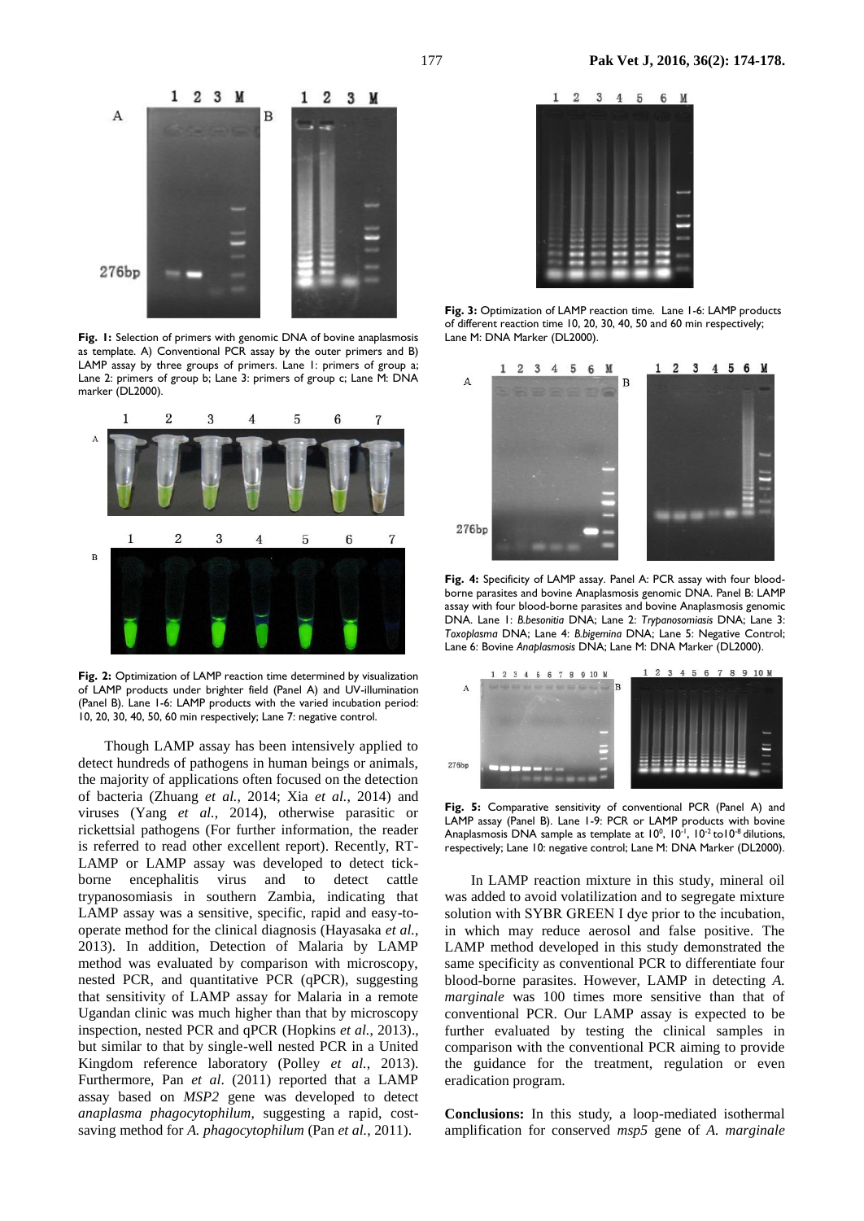**Fig. 1:** Selection of primers with genomic DNA of bovine anaplasmosis as template. A) Conventional PCR assay by the outer primers and B) LAMP assay by three groups of primers. Lane 1: primers of group a; Lane 2: primers of group b; Lane 3: primers of group c; Lane M: DNA marker (DL2000).

**Fig. 2:** Optimization of LAMP reaction time determined by visualization of LAMP products under brighter field (Panel A) and UV-illumination (Panel B). Lane 1-6: LAMP products with the varied incubation period: 10, 20, 30, 40, 50, 60 min respectively; Lane 7: negative control.

Though LAMP assay has been intensively applied to detect hundreds of pathogens in human beings or animals, the majority of applications often focused on the detection of bacteria (Zhuang *et al.*, 2014; Xia *et al.*, 2014) and viruses (Yang *et al.*, 2014), otherwise parasitic or rickettsial pathogens (For further information, the reader is referred to read other excellent report). Recently, RT-LAMP or LAMP assay was developed to detect tick-borne encephalitis virus and to detect cattle trypanosomiasis in southern Zambia, indicating that LAMP assay was a sensitive, specific, rapid and easy-to-operate method for the clinical diagnosis (Hayasaka *et al.*, 2013). In addition, Detection of Malaria by LAMP method was evaluated by comparison with microscopy, nested PCR, and quantitative PCR (qPCR), suggesting that sensitivity of LAMP assay for Malaria in a remote Ugandan clinic was much higher than that by microscopy inspection, nested PCR and qPCR (Hopkins *et al.*, 2013)., but similar to that by single-well nested PCR in a United Kingdom reference laboratory (Polley *et al.*, 2013). Furthermore, Pan *et al*. (2011) reported that a LAMP assay based on *MSP2* gene was developed to detect *anaplasma phagocytophilum*, suggesting a rapid, cost-saving method for *A. phagocytophilum* (Pan *et al.*, 2011).

**Fig. 3:** Optimization of LAMP reaction time. Lane 1-6: LAMP products of different reaction time 10, 20, 30, 40, 50 and 60 min respectively; Lane M: DNA Marker (DL2000).

**Fig. 4:** Specificity of LAMP assay. Panel A: PCR assay with four blood-borne parasites and bovine Anaplasmosis genomic DNA. Panel B: LAMP assay with four blood-borne parasites and bovine Anaplasmosis genomic DNA. Lane 1: *B.besonitia* DNA; Lane 2: *Trypanosomiasis* DNA; Lane 3: *Toxoplasma* DNA; Lane 4: *B.bigemina* DNA; Lane 5: Negative Control; Lane 6: Bovine *Anaplasmosis* DNA; Lane M: DNA Marker (DL2000).

**Fig. 5:** Comparative sensitivity of conventional PCR (Panel A) and LAMP assay (Panel B). Lane 1-9: PCR or LAMP products with bovine Anaplasmosis DNA sample as template at $10^{0}$, $10^{-1}$, $10^{-2}$ to $10^{-8}$ dilutions, respectively; Lane 10: negative control; Lane M: DNA Marker (DL2000).

In LAMP reaction mixture in this study, mineral oil was added to avoid volatilization and to segregate mixture solution with SYBR GREEN I dye prior to the incubation, in which may reduce aerosol and false positive. The LAMP method developed in this study demonstrated the same specificity as conventional PCR to differentiate four blood-borne parasites. However, LAMP in detecting *A. marginale* was 100 times more sensitive than that of conventional PCR. Our LAMP assay is expected to be further evaluated by testing the clinical samples in comparison with the conventional PCR aiming to provide the guidance for the treatment, regulation or even eradication program.

**Conclusions:** In this study, a loop-mediated isothermal amplification for conserved *msp5* gene of *A. marginale*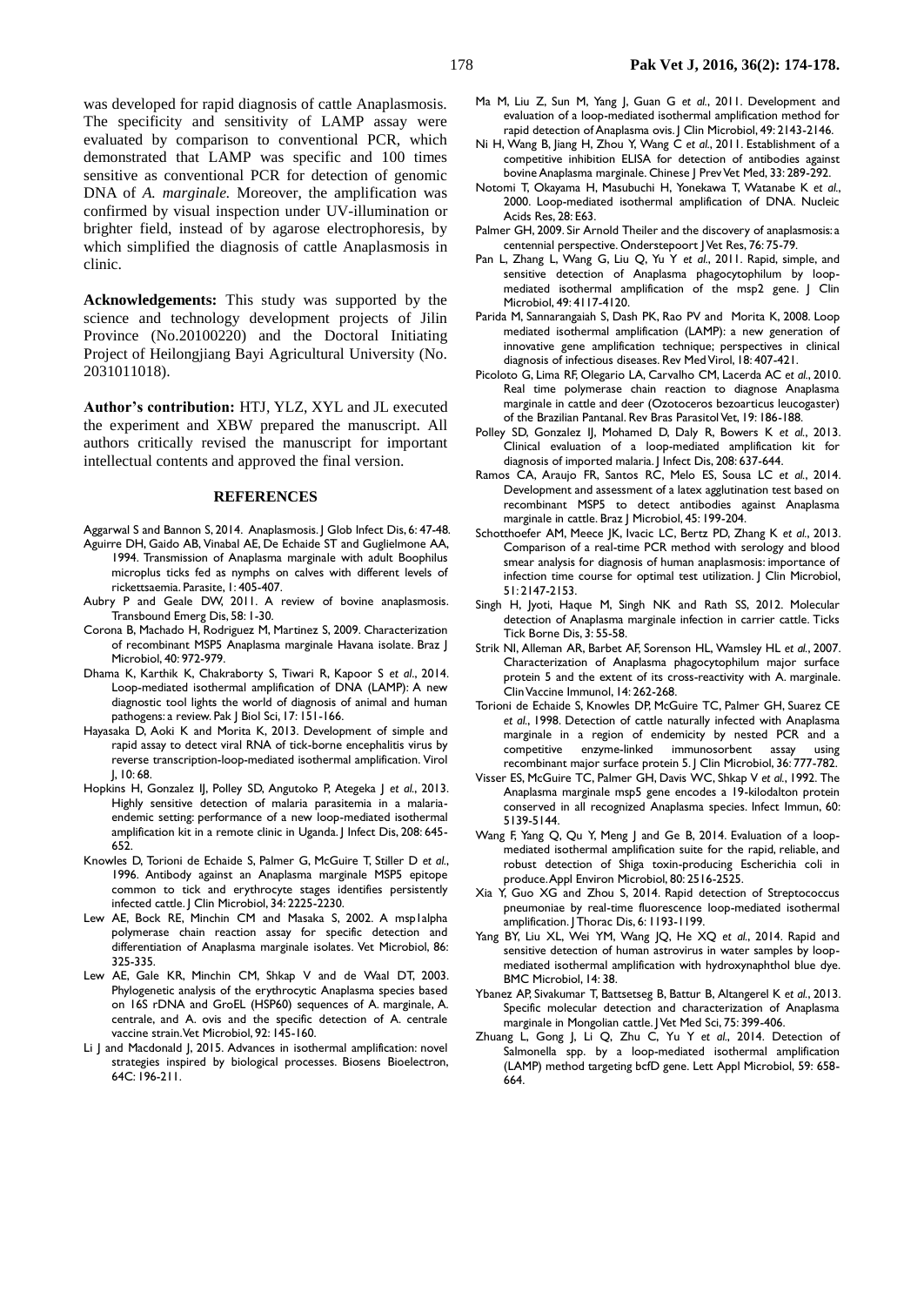was developed for rapid diagnosis of cattle Anaplasmosis. The specificity and sensitivity of LAMP assay were evaluated by comparison to conventional PCR, which demonstrated that LAMP was specific and 100 times sensitive as conventional PCR for detection of genomic DNA of *A. marginale*. Moreover, the amplification was confirmed by visual inspection under UV-illumination or brighter field, instead of by agarose electrophoresis, by which simplified the diagnosis of cattle Anaplasmosis in clinic.

**Acknowledgements:** This study was supported by the science and technology development projects of Jilin Province (No.20100220) and the Doctoral Initiating Project of Heilongjiang Bayi Agricultural University (No. 2031011018).

**Author's contribution:** HTJ, YLZ, XYL and JL executed the experiment and XBW prepared the manuscript. All authors critically revised the manuscript for important intellectual contents and approved the final version.

## REFERENCES

Aggarwal S and Bannon S, 2014. Anaplasmosis. J Glob Infect Dis, 6: 47-48.

Aguirre DH, Gaido AB, Vinabal AE, De Echaide ST and Guglielmone AA, 1994. Transmission of Anaplasma marginale with adult Boophilus microplus ticks fed as nymphs on calves with different levels of rickettsaemia. Parasite, 1: 405-407.

Aubry P and Geale DW, 2011. A review of bovine anaplasmosis. Transbound Emerg Dis, 58: 1-30.

Corona B, Machado H, Rodriguez M, Martinez S, 2009. Characterization of recombinant MSP5 Anaplasma marginale Havana isolate. Braz J Microbiol, 40: 972-979.

Dhama K, Karthik K, Chakraborty S, Tiwari R, Kapoor S *et al*., 2014. Loop-mediated isothermal amplification of DNA (LAMP): A new diagnostic tool lights the world of diagnosis of animal and human pathogens: a review. Pak J Biol Sci, 17: 151-166.

Hayasaka D, Aoki K and Morita K, 2013. Development of simple and rapid assay to detect viral RNA of tick-borne encephalitis virus by reverse transcription-loop-mediated isothermal amplification. Virol J, 10: 68.

Hopkins H, Gonzalez IJ, Polley SD, Angutoko P, Ategeka J *et al*., 2013. Highly sensitive detection of malaria parasitemia in a malaria-endemic setting: performance of a new loop-mediated isothermal amplification kit in a remote clinic in Uganda. J Infect Dis, 208: 645-652.

Knowles D, Torioni de Echaide S, Palmer G, McGuire T, Stiller D *et al*., 1996. Antibody against an Anaplasma marginale MSP5 epitope common to tick and erythrocyte stages identifies persistently infected cattle. J Clin Microbiol, 34: 2225-2230.

Lew AE, Bock RE, Minchin CM and Masaka S, 2002. A msp1alpha polymerase chain reaction assay for specific detection and differentiation of Anaplasma marginale isolates. Vet Microbiol, 86: 325-335.

Lew AE, Gale KR, Minchin CM, Shkap V and de Waal DT, 2003. Phylogenetic analysis of the erythrocytic Anaplasma species based on 16S rDNA and GroEL (HSP60) sequences of A. marginale, A. centrale, and A. ovis and the specific detection of A. centrale vaccine strain. Vet Microbiol, 92: 145-160.

Li J and Macdonald J, 2015. Advances in isothermal amplification: novel strategies inspired by biological processes. Biosens Bioelectron, 64C: 196-211.

Ma M, Liu Z, Sun M, Yang J, Guan G *et al*., 2011. Development and evaluation of a loop-mediated isothermal amplification method for rapid detection of Anaplasma ovis. J Clin Microbiol, 49: 2143-2146.

Ni H, Wang B, Jiang H, Zhou Y, Wang C *et al*., 2011. Establishment of a competitive inhibition ELISA for detection of antibodies against bovine Anaplasma marginale. Chinese J Prev Vet Med, 33: 289-292.

Notomi T, Okayama H, Masubuchi H, Yonekawa T, Watanabe K *et al*., 2000. Loop-mediated isothermal amplification of DNA. Nucleic Acids Res, 28: E63.

Palmer GH, 2009. Sir Arnold Theiler and the discovery of anaplasmosis: a centennial perspective. Onderstepoort J Vet Res, 76: 75-79.

Pan L, Zhang L, Wang G, Liu Q, Yu Y *et al*., 2011. Rapid, simple, and sensitive detection of Anaplasma phagocytophilum by loop-mediated isothermal amplification of the msp2 gene. J Clin Microbiol, 49: 4117-4120.

Parida M, Sannarangaiah S, Dash PK, Rao PV and Morita K, 2008. Loop mediated isothermal amplification (LAMP): a new generation of innovative gene amplification technique; perspectives in clinical diagnosis of infectious diseases. Rev Med Virol, 18: 407-421.

Picoloto G, Lima RF, Olegario LA, Carvalho CM, Lacerda AC *et al*., 2010. Real time polymerase chain reaction to diagnose Anaplasma marginale in cattle and deer (Ozotoceros bezoarticus leucogaster) of the Brazilian Pantanal. Rev Bras Parasitol Vet, 19: 186-188.

Polley SD, Gonzalez IJ, Mohamed D, Daly R, Bowers K *et al*., 2013. Clinical evaluation of a loop-mediated amplification kit for diagnosis of imported malaria. J Infect Dis, 208: 637-644.

Ramos CA, Araujo FR, Santos RC, Melo ES, Sousa LC *et al*., 2014. Development and assessment of a latex agglutination test based on recombinant MSP5 to detect antibodies against Anaplasma marginale in cattle. Braz J Microbiol, 45: 199-204.

Schotthoefer AM, Meece JK, Ivacic LC, Bertz PD, Zhang K *et al*., 2013. Comparison of a real-time PCR method with serology and blood smear analysis for diagnosis of human anaplasmosis: importance of infection time course for optimal test utilization. J Clin Microbiol, 51: 2147-2153.

Singh H, Jyoti, Haque M, Singh NK and Rath SS, 2012. Molecular detection of Anaplasma marginale infection in carrier cattle. Ticks Tick Borne Dis, 3: 55-58.

Strik NI, Alleman AR, Barbet AF, Sorenson HL, Wamsley HL *et al*., 2007. Characterization of Anaplasma phagocytophilum major surface protein 5 and the extent of its cross-reactivity with A. marginale. Clin Vaccine Immunol, 14: 262-268.

Torioni de Echaide S, Knowles DP, McGuire TC, Palmer GH, Suarez CE *et al*., 1998. Detection of cattle naturally infected with Anaplasma marginale in a region of endemicity by nested PCR and a competitive enzyme-linked immunosorbent assay using recombinant major surface protein 5. J Clin Microbiol, 36: 777-782.

Visser ES, McGuire TC, Palmer GH, Davis WC, Shkap V *et al*., 1992. The Anaplasma marginale msp5 gene encodes a 19-kilodalton protein conserved in all recognized Anaplasma species. Infect Immun, 60: 5139-5144.

Wang F, Yang Q, Qu Y, Meng J and Ge B, 2014. Evaluation of a loop-mediated isothermal amplification suite for the rapid, reliable, and robust detection of Shiga toxin-producing Escherichia coli in produce. Appl Environ Microbiol, 80: 2516-2525.

Xia Y, Guo XG and Zhou S, 2014. Rapid detection of Streptococcus pneumoniae by real-time fluorescence loop-mediated isothermal amplification. J Thorac Dis, 6: 1193-1199.

Yang BY, Liu XL, Wei YM, Wang JQ, He XQ *et al*., 2014. Rapid and sensitive detection of human astrovirus in water samples by loop-mediated isothermal amplification with hydroxynaphthol blue dye. BMC Microbiol, 14: 38.

Ybanez AP, Sivakumar T, Battsetseg B, Battur B, Altangerel K *et al*., 2013. Specific molecular detection and characterization of Anaplasma marginale in Mongolian cattle. J Vet Med Sci, 75: 399-406.

Zhuang L, Gong J, Li Q, Zhu C, Yu Y *et al*., 2014. Detection of Salmonella spp. by a loop-mediated isothermal amplification (LAMP) method targeting bcfD gene. Lett Appl Microbiol, 59: 658-664.